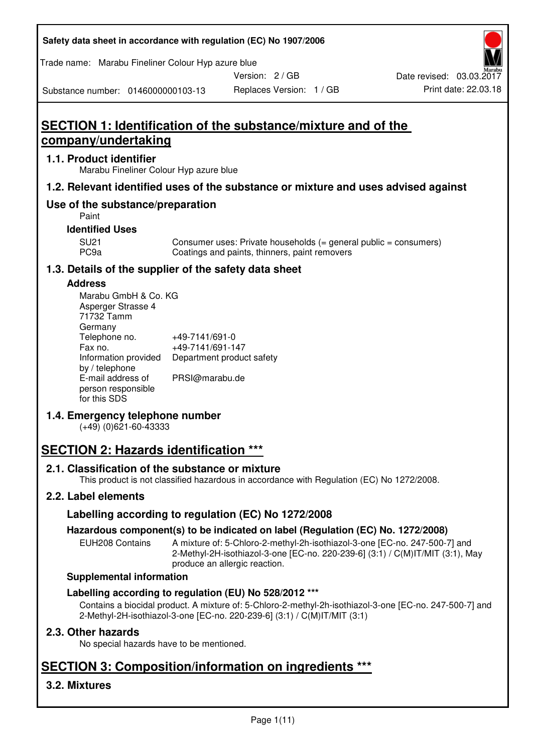Safety data sheet in accordance with regulation (EC) No 1907/2006

Trade name: Marabu Fineliner Colour Hyp azure blue

Version: 2 / GB
Date revised: 03.03.2017

Substance number: 0146000000103-13
Replaces Version: 1 / GB
Print date: 22.03.18

# SECTION 1: Identification of the substance/mixture and of the company/undertaking

## 1.1. Product identifier

Marabu Fineliner Colour Hyp azure blue

## 1.2. Relevant identified uses of the substance or mixture and uses advised against

## Use of the substance/preparation

Paint

### Identified Uses

| | |
|---|---|
| SU21 | Consumer uses: Private households (= general public = consumers) |
| PC9a | Coatings and paints, thinners, paint removers |

## 1.3. Details of the supplier of the safety data sheet

### Address

Marabu GmbH & Co. KG
Asperger Strasse 4
71732 Tamm
Germany

| | |
|---|---|
| Telephone no. | +49-7141/691-0 |
| Fax no. | +49-7141/691-147 |
| Information provided by / telephone | Department product safety |
| E-mail address of person responsible for this SDS | PRSI@marabu.de |

## 1.4. Emergency telephone number

(+49) (0)621-60-43333

# SECTION 2: Hazards identification ***

## 2.1. Classification of the substance or mixture

This product is not classified hazardous in accordance with Regulation (EC) No 1272/2008.

## 2.2. Label elements

### Labelling according to regulation (EC) No 1272/2008

### Hazardous component(s) to be indicated on label (Regulation (EC) No. 1272/2008)

| | |
|---|---|
| EUH208 Contains | A mixture of: 5-Chloro-2-methyl-2h-isothiazol-3-one [EC-no. 247-500-7] and 2-Methyl-2H-isothiazol-3-one [EC-no. 220-239-6] (3:1) / C(M)IT/MIT (3:1), May produce an allergic reaction. |

### Supplemental information

### Labelling according to regulation (EU) No 528/2012 ***

Contains a biocidal product. A mixture of: 5-Chloro-2-methyl-2h-isothiazol-3-one [EC-no. 247-500-7] and 2-Methyl-2H-isothiazol-3-one [EC-no. 220-239-6] (3:1) / C(M)IT/MIT (3:1)

## 2.3. Other hazards

No special hazards have to be mentioned.

# SECTION 3: Composition/information on ingredients ***

## 3.2. Mixtures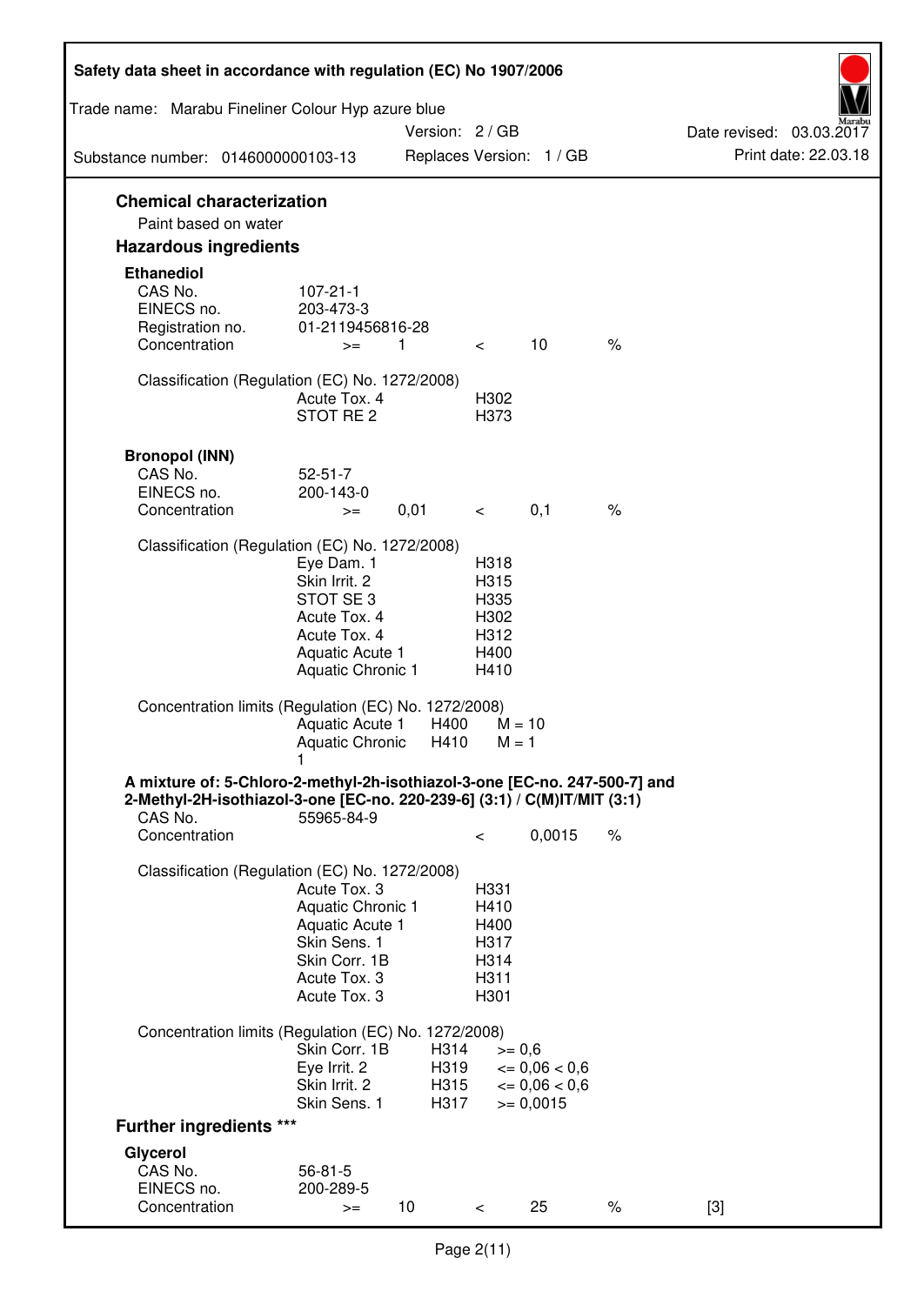## Chemical characterization

Paint based on water

## Hazardous ingredients

### Ethanediol

| | | | | | |
|---|---|---|---|---|---|
| CAS No. | 107-21-1 | | | | |
| EINECS no. | 203-473-3 | | | | |
| Registration no. | 01-2119456816-28 | | | | |
| Concentration | >= | 1 | < | 10 | % |

Classification (Regulation (EC) No. 1272/2008)

| | |
|---|---|
| Acute Tox. 4 | H302 |
| STOT RE 2 | H373 |

### Bronopol (INN)

| | | | | | |
|---|---|---|---|---|---|
| CAS No. | 52-51-7 | | | | |
| EINECS no. | 200-143-0 | | | | |
| Concentration | >= | 0,01 | < | 0,1 | % |

Classification (Regulation (EC) No. 1272/2008)

| | |
|---|---|
| Eye Dam. 1 | H318 |
| Skin Irrit. 2 | H315 |
| STOT SE 3 | H335 |
| Acute Tox. 4 | H302 |
| Acute Tox. 4 | H312 |
| Aquatic Acute 1 | H400 |
| Aquatic Chronic 1 | H410 |

Concentration limits (Regulation (EC) No. 1272/2008)

| | | |
|---|---|---|
| Aquatic Acute 1 | H400 | M = 10 |
| Aquatic Chronic 1 | H410 | M = 1 |

### A mixture of: 5-Chloro-2-methyl-2h-isothiazol-3-one [EC-no. 247-500-7] and 2-Methyl-2H-isothiazol-3-one [EC-no. 220-239-6] (3:1) / C(M)IT/MIT (3:1)

| | | | |
|---|---|---|---|
| CAS No. | 55965-84-9 | | |
| Concentration | < | 0,0015 | % |

Classification (Regulation (EC) No. 1272/2008)

| | |
|---|---|
| Acute Tox. 3 | H331 |
| Aquatic Chronic 1 | H410 |
| Aquatic Acute 1 | H400 |
| Skin Sens. 1 | H317 |
| Skin Corr. 1B | H314 |
| Acute Tox. 3 | H311 |
| Acute Tox. 3 | H301 |

Concentration limits (Regulation (EC) No. 1272/2008)

| | | |
|---|---|---|
| Skin Corr. 1B | H314 | >= 0,6 |
| Eye Irrit. 2 | H319 | <= 0,06 < 0,6 |
| Skin Irrit. 2 | H315 | <= 0,06 < 0,6 |
| Skin Sens. 1 | H317 | >= 0,0015 |

## Further ingredients ***

### Glycerol

| | | | | | | |
|---|---|---|---|---|---|---|
| CAS No. | 56-81-5 | | | | | |
| EINECS no. | 200-289-5 | | | | | |
| Concentration | >= | 10 | < | 25 | % | [3] |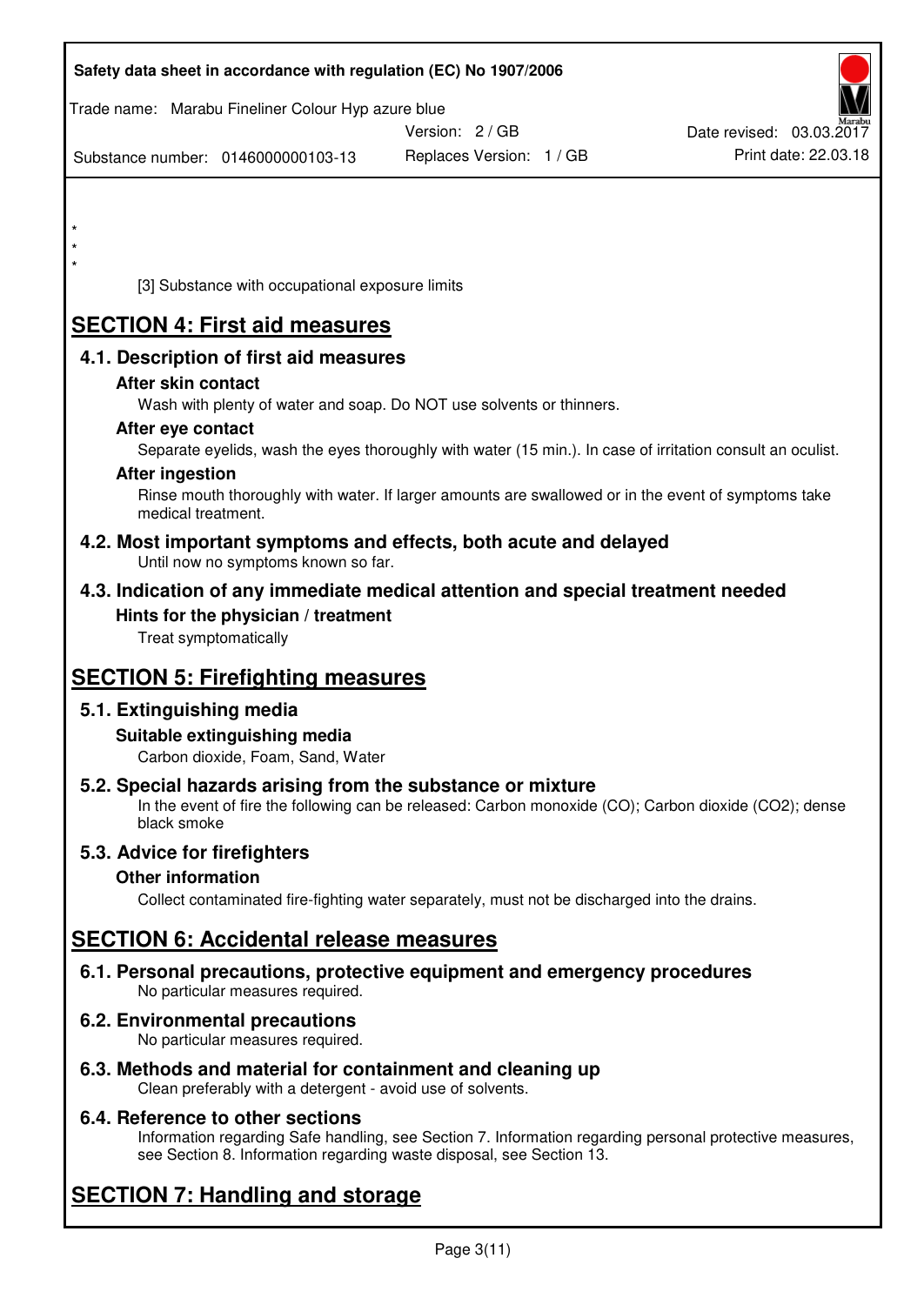\*
\*
\*

[3] Substance with occupational exposure limits

# SECTION 4: First aid measures

## 4.1. Description of first aid measures

### After skin contact

Wash with plenty of water and soap. Do NOT use solvents or thinners.

### After eye contact

Separate eyelids, wash the eyes thoroughly with water (15 min.). In case of irritation consult an oculist.

### After ingestion

Rinse mouth thoroughly with water. If larger amounts are swallowed or in the event of symptoms take medical treatment.

## 4.2. Most important symptoms and effects, both acute and delayed

Until now no symptoms known so far.

## 4.3. Indication of any immediate medical attention and special treatment needed

### Hints for the physician / treatment

Treat symptomatically

# SECTION 5: Firefighting measures

## 5.1. Extinguishing media

### Suitable extinguishing media

Carbon dioxide, Foam, Sand, Water

## 5.2. Special hazards arising from the substance or mixture

In the event of fire the following can be released: Carbon monoxide (CO); Carbon dioxide ($CO_2$); dense black smoke

## 5.3. Advice for firefighters

### Other information

Collect contaminated fire-fighting water separately, must not be discharged into the drains.

# SECTION 6: Accidental release measures

## 6.1. Personal precautions, protective equipment and emergency procedures

No particular measures required.

## 6.2. Environmental precautions

No particular measures required.

## 6.3. Methods and material for containment and cleaning up

Clean preferably with a detergent - avoid use of solvents.

## 6.4. Reference to other sections

Information regarding Safe handling, see Section 7. Information regarding personal protective measures, see Section 8. Information regarding waste disposal, see Section 13.

# SECTION 7: Handling and storage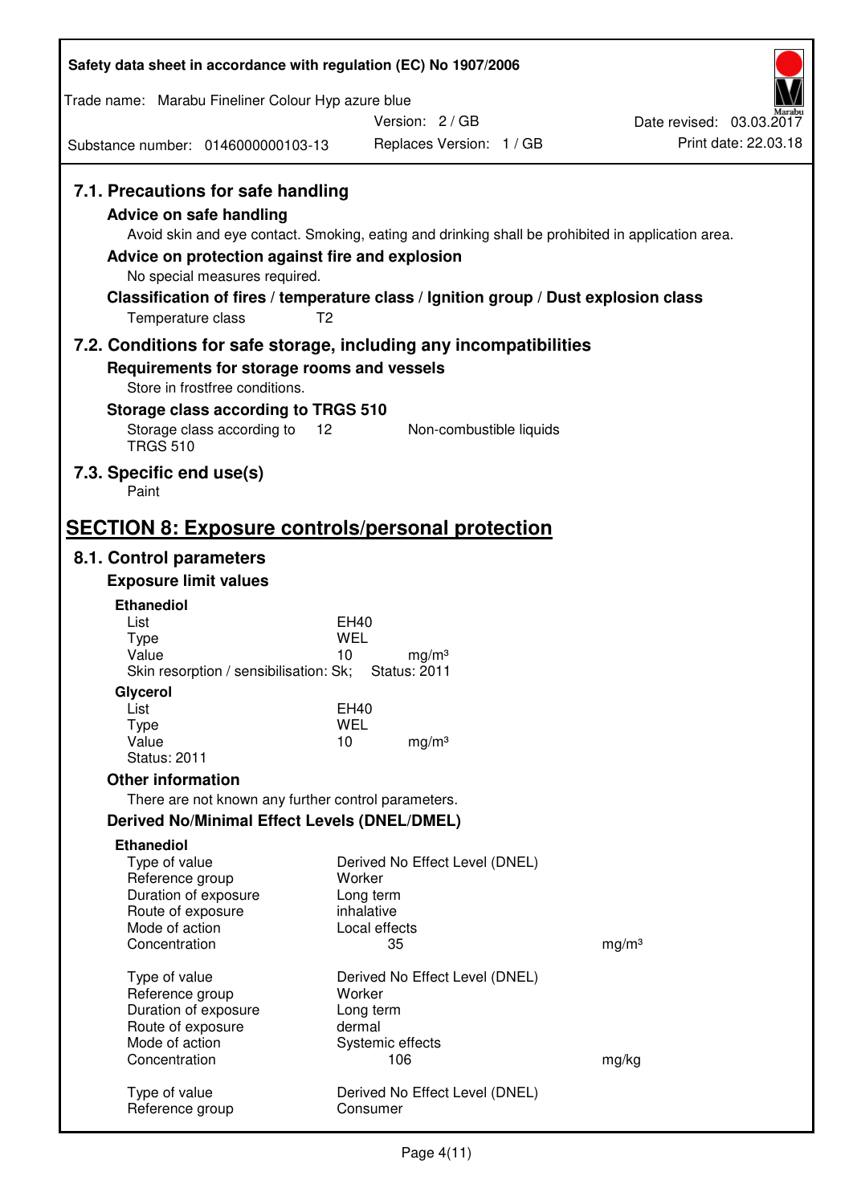### 7.1. Precautions for safe handling

**Advice on safe handling**

Avoid skin and eye contact. Smoking, eating and drinking shall be prohibited in application area.

**Advice on protection against fire and explosion**

No special measures required.

**Classification of fires / temperature class / Ignition group / Dust explosion class**

| | |
|---|---|
| Temperature class | T2 |

### 7.2. Conditions for safe storage, including any incompatibilities

**Requirements for storage rooms and vessels**

Store in frostfree conditions.

**Storage class according to TRGS 510**

| | | |
|---|---|---|
| Storage class according to TRGS 510 | 12 | Non-combustible liquids |

### 7.3. Specific end use(s)

Paint

## SECTION 8: Exposure controls/personal protection

### 8.1. Control parameters

**Exposure limit values**

**Ethanediol**

| | | |
|---|---|---|
| List | EH40 | |
| Type | WEL | |
| Value | 10 | mg/m³ |

Skin resorption / sensibilisation: Sk; Status: 2011

**Glycerol**

| | | |
|---|---|---|
| List | EH40 | |
| Type | WEL | |
| Value | 10 | mg/m³ |

Status: 2011

**Other information**

There are not known any further control parameters.

**Derived No/Minimal Effect Levels (DNEL/DMEL)**

**Ethanediol**

| | | |
|---|---|---|
| Type of value | Derived No Effect Level (DNEL) | |
| Reference group | Worker | |
| Duration of exposure | Long term | |
| Route of exposure | inhalative | |
| Mode of action | Local effects | |
| Concentration | 35 | mg/m³ |

| | | |
|---|---|---|
| Type of value | Derived No Effect Level (DNEL) | |
| Reference group | Worker | |
| Duration of exposure | Long term | |
| Route of exposure | dermal | |
| Mode of action | Systemic effects | |
| Concentration | 106 | mg/kg |

| | |
|---|---|
| Type of value | Derived No Effect Level (DNEL) |
| Reference group | Consumer |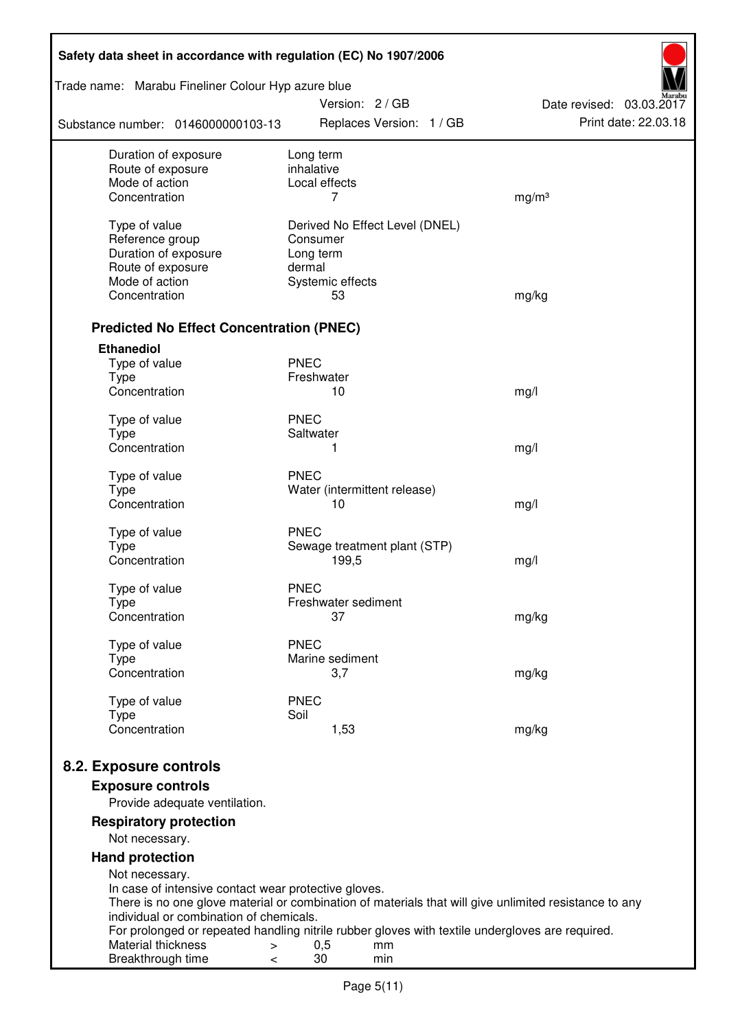| | | |
|---|---|---|
| Duration of exposure | Long term | |
| Route of exposure | inhalative | |
| Mode of action | Local effects | |
| Concentration | 7 | mg/m³ |
| | | |
| Type of value | Derived No Effect Level (DNEL) | |
| Reference group | Consumer | |
| Duration of exposure | Long term | |
| Route of exposure | dermal | |
| Mode of action | Systemic effects | |
| Concentration | 53 | mg/kg |

### Predicted No Effect Concentration (PNEC)

**Ethanediol**

| | | |
|---|---|---|
| Type of value | PNEC | |
| Type | Freshwater | |
| Concentration | 10 | mg/l |
| | | |
| Type of value | PNEC | |
| Type | Saltwater | |
| Concentration | 1 | mg/l |
| | | |
| Type of value | PNEC | |
| Type | Water (intermittent release) | |
| Concentration | 10 | mg/l |
| | | |
| Type of value | PNEC | |
| Type | Sewage treatment plant (STP) | |
| Concentration | 199,5 | mg/l |
| | | |
| Type of value | PNEC | |
| Type | Freshwater sediment | |
| Concentration | 37 | mg/kg |
| | | |
| Type of value | PNEC | |
| Type | Marine sediment | |
| Concentration | 3,7 | mg/kg |
| | | |
| Type of value | PNEC | |
| Type | Soil | |
| Concentration | 1,53 | mg/kg |

## 8.2. Exposure controls

### Exposure controls

Provide adequate ventilation.

### Respiratory protection

Not necessary.

### Hand protection

Not necessary.
In case of intensive contact wear protective gloves.
There is no one glove material or combination of materials that will give unlimited resistance to any individual or combination of chemicals.
For prolonged or repeated handling nitrile rubber gloves with textile undergloves are required.

| | | | |
|---|---|---|---|
| Material thickness | > | 0,5 | mm |
| Breakthrough time | < | 30 | min |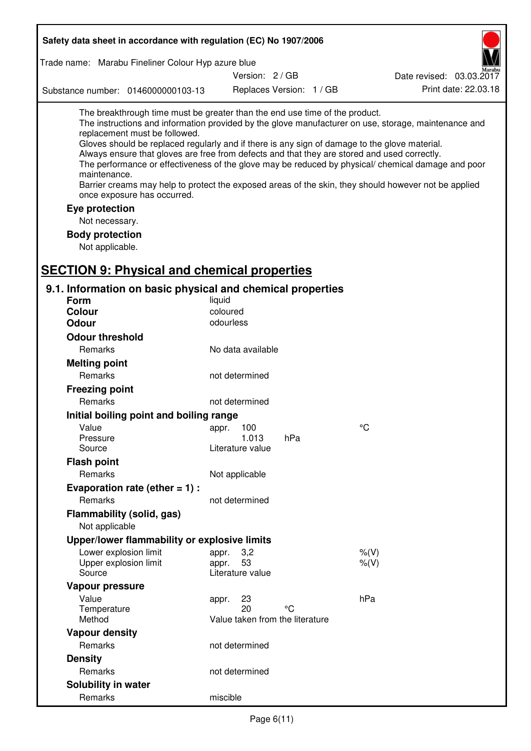The breakthrough time must be greater than the end use time of the product.
The instructions and information provided by the glove manufacturer on use, storage, maintenance and replacement must be followed.
Gloves should be replaced regularly and if there is any sign of damage to the glove material.
Always ensure that gloves are free from defects and that they are stored and used correctly.
The performance or effectiveness of the glove may be reduced by physical/ chemical damage and poor maintenance.
Barrier creams may help to protect the exposed areas of the skin, they should however not be applied once exposure has occurred.

**Eye protection**

Not necessary.

**Body protection**

Not applicable.

## SECTION 9: Physical and chemical properties

### 9.1. Information on basic physical and chemical properties

| | | | |
|---|---|---|---|
| **Form** | liquid | | |
| **Colour** | coloured | | |
| **Odour** | odourless | | |
| **Odour threshold** | | | |
| Remarks | No data available | | |
| **Melting point** | | | |
| Remarks | not determined | | |
| **Freezing point** | | | |
| Remarks | not determined | | |
| **Initial boiling point and boiling range** | | | |
| Value | appr. 100 | | °C |
| Pressure | 1.013 | hPa | |
| Source | Literature value | | |
| **Flash point** | | | |
| Remarks | Not applicable | | |
| **Evaporation rate (ether = 1) :** | | | |
| Remarks | not determined | | |
| **Flammability (solid, gas)** | | | |
| Not applicable | | | |
| **Upper/lower flammability or explosive limits** | | | |
| Lower explosion limit | appr. 3,2 | | %(V) |
| Upper explosion limit | appr. 53 | | %(V) |
| Source | Literature value | | |
| **Vapour pressure** | | | |
| Value | appr. 23 | | hPa |
| Temperature | 20 | °C | |
| Method | Value taken from the literature | | |
| **Vapour density** | | | |
| Remarks | not determined | | |
| **Density** | | | |
| Remarks | not determined | | |
| **Solubility in water** | | | |
| Remarks | miscible | | |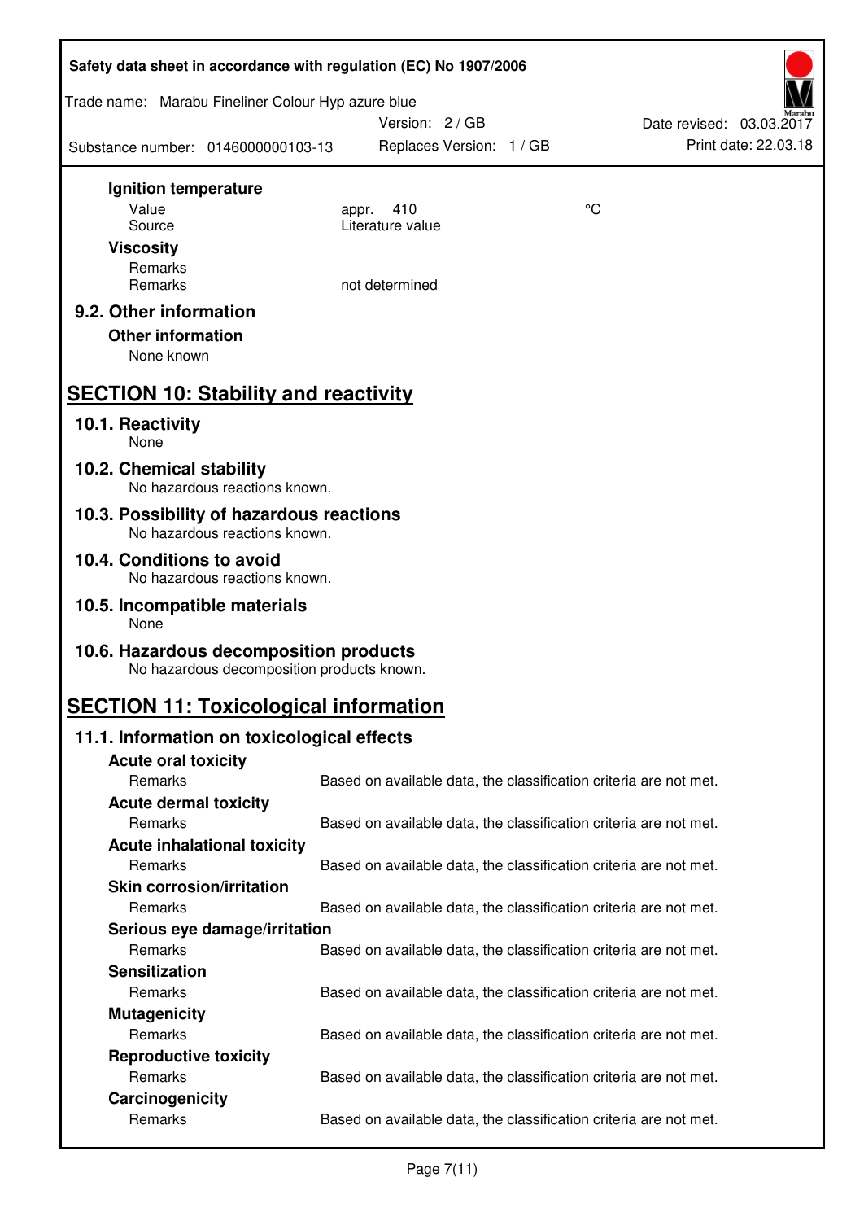**Ignition temperature**

| | | |
|---|---|---|
| Value | appr. 410 | °C |
| Source | Literature value | |

**Viscosity**

| | |
|---|---|
| Remarks | |
| Remarks | not determined |

### 9.2. Other information

**Other information**

None known

## SECTION 10: Stability and reactivity

### 10.1. Reactivity

None

### 10.2. Chemical stability

No hazardous reactions known.

### 10.3. Possibility of hazardous reactions

No hazardous reactions known.

### 10.4. Conditions to avoid

No hazardous reactions known.

### 10.5. Incompatible materials

None

### 10.6. Hazardous decomposition products

No hazardous decomposition products known.

## SECTION 11: Toxicological information

### 11.1. Information on toxicological effects

**Acute oral toxicity**

Remarks: Based on available data, the classification criteria are not met.

**Acute dermal toxicity**

Remarks: Based on available data, the classification criteria are not met.

**Acute inhalational toxicity**

Remarks: Based on available data, the classification criteria are not met.

**Skin corrosion/irritation**

Remarks: Based on available data, the classification criteria are not met.

**Serious eye damage/irritation**

Remarks: Based on available data, the classification criteria are not met.

**Sensitization**

Remarks: Based on available data, the classification criteria are not met.

**Mutagenicity**

Remarks: Based on available data, the classification criteria are not met.

**Reproductive toxicity**

Remarks: Based on available data, the classification criteria are not met.

**Carcinogenicity**

Remarks: Based on available data, the classification criteria are not met.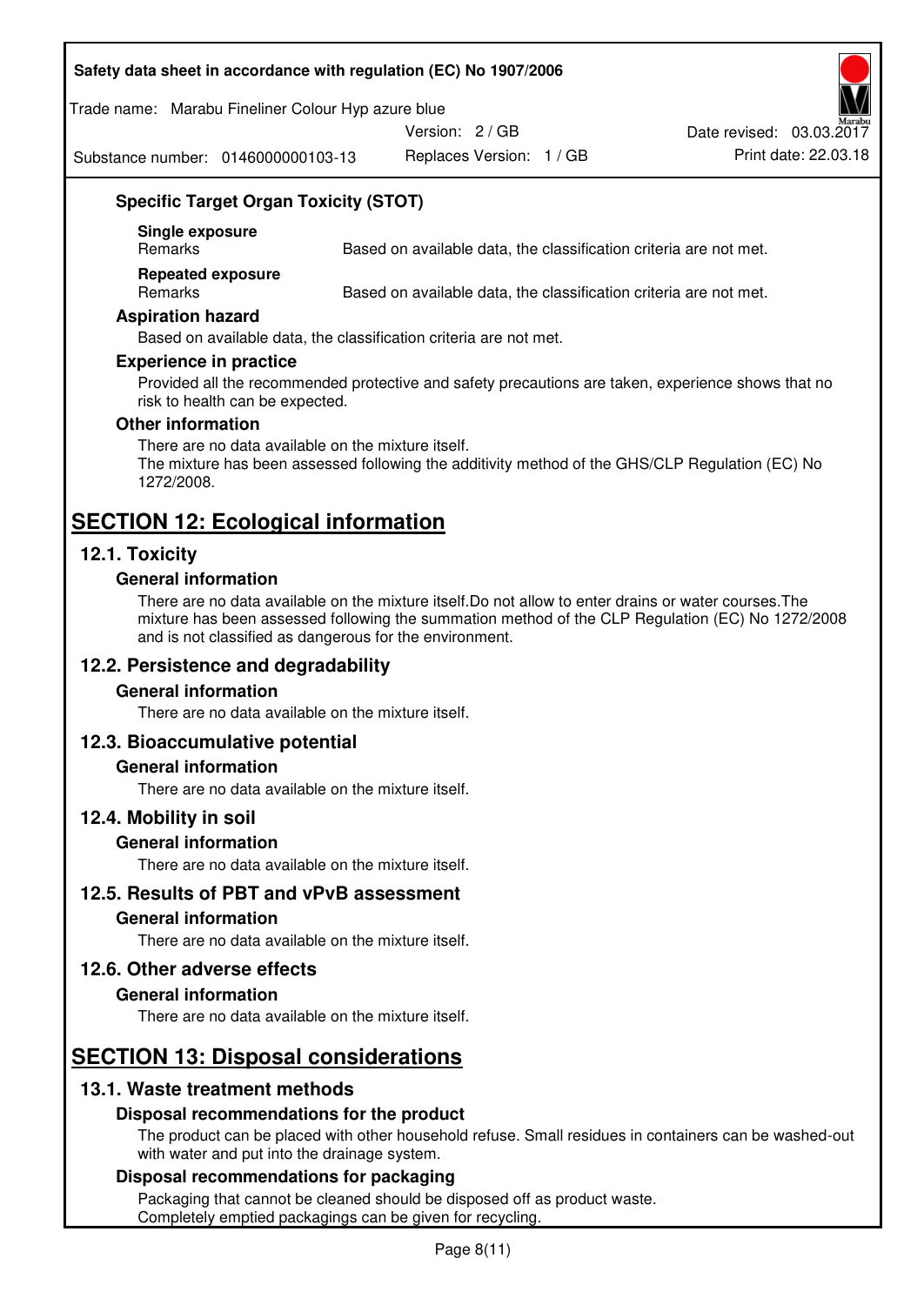### Specific Target Organ Toxicity (STOT)

**Single exposure**

| Remarks | Based on available data, the classification criteria are not met. |
|---|---|

**Repeated exposure**

| Remarks | Based on available data, the classification criteria are not met. |
|---|---|

### Aspiration hazard

Based on available data, the classification criteria are not met.

### Experience in practice

Provided all the recommended protective and safety precautions are taken, experience shows that no risk to health can be expected.

### Other information

There are no data available on the mixture itself.
The mixture has been assessed following the additivity method of the GHS/CLP Regulation (EC) No 1272/2008.

# SECTION 12: Ecological information

## 12.1. Toxicity

### General information

There are no data available on the mixture itself.Do not allow to enter drains or water courses.The mixture has been assessed following the summation method of the CLP Regulation (EC) No 1272/2008 and is not classified as dangerous for the environment.

## 12.2. Persistence and degradability

### General information

There are no data available on the mixture itself.

## 12.3. Bioaccumulative potential

### General information

There are no data available on the mixture itself.

## 12.4. Mobility in soil

### General information

There are no data available on the mixture itself.

## 12.5. Results of PBT and vPvB assessment

### General information

There are no data available on the mixture itself.

## 12.6. Other adverse effects

### General information

There are no data available on the mixture itself.

# SECTION 13: Disposal considerations

## 13.1. Waste treatment methods

### Disposal recommendations for the product

The product can be placed with other household refuse. Small residues in containers can be washed-out with water and put into the drainage system.

### Disposal recommendations for packaging

Packaging that cannot be cleaned should be disposed off as product waste.
Completely emptied packagings can be given for recycling.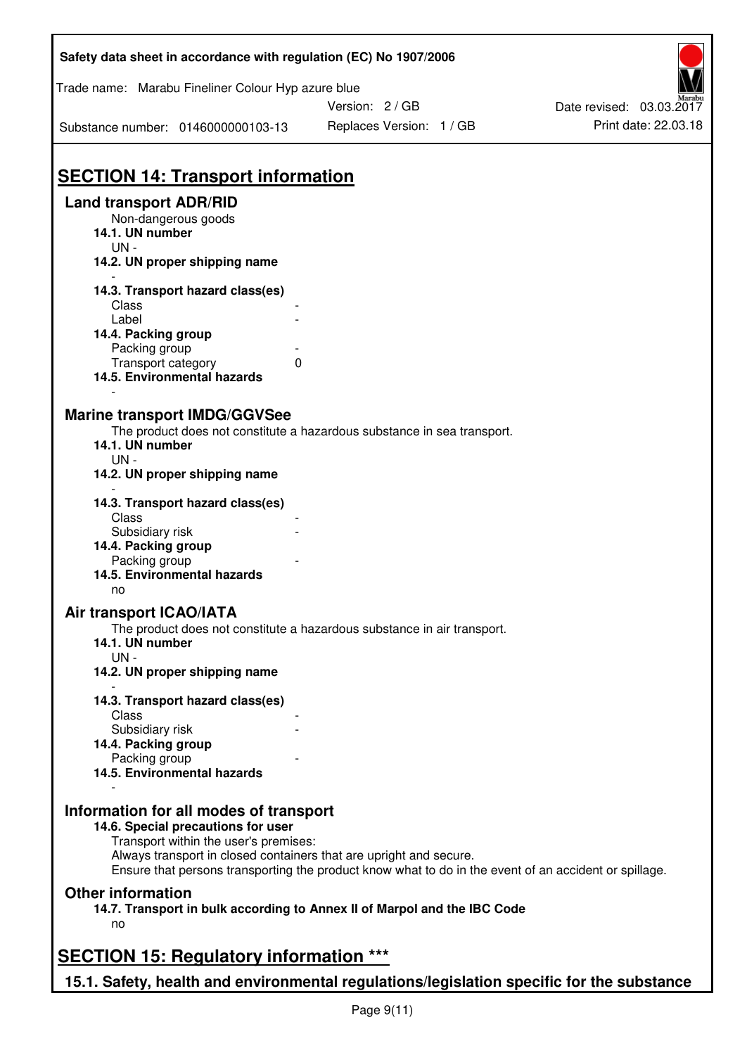## SECTION 14: Transport information

### Land transport ADR/RID

Non-dangerous goods

**14.1. UN number**

UN -

**14.2. UN proper shipping name**

-

**14.3. Transport hazard class(es)**

| | |
|---|---|
| Class | - |
| Label | - |

**14.4. Packing group**

| | |
|---|---|
| Packing group | - |
| Transport category | 0 |

**14.5. Environmental hazards**

-

### Marine transport IMDG/GGVSee

The product does not constitute a hazardous substance in sea transport.

**14.1. UN number**

UN -

**14.2. UN proper shipping name**

-

**14.3. Transport hazard class(es)**

| | |
|---|---|
| Class | - |
| Subsidiary risk | - |

**14.4. Packing group**

| | |
|---|---|
| Packing group | - |

**14.5. Environmental hazards**

no

### Air transport ICAO/IATA

The product does not constitute a hazardous substance in air transport.

**14.1. UN number**

UN -

**14.2. UN proper shipping name**

-

**14.3. Transport hazard class(es)**

| | |
|---|---|
| Class | - |
| Subsidiary risk | - |

**14.4. Packing group**

| | |
|---|---|
| Packing group | - |

**14.5. Environmental hazards**

-

### Information for all modes of transport

**14.6. Special precautions for user**

Transport within the user's premises:
Always transport in closed containers that are upright and secure.
Ensure that persons transporting the product know what to do in the event of an accident or spillage.

### Other information

**14.7. Transport in bulk according to Annex II of Marpol and the IBC Code**

no

## SECTION 15: Regulatory information ***

### 15.1. Safety, health and environmental regulations/legislation specific for the substance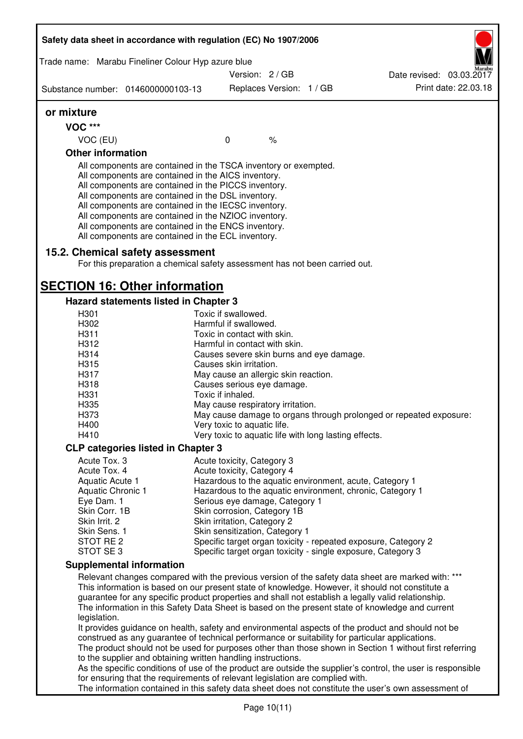**or mixture**

**VOC \*\*\***

| VOC (EU) | 0 | % |
|---|---|---|

**Other information**

All components are contained in the TSCA inventory or exempted.
All components are contained in the AICS inventory.
All components are contained in the PICCS inventory.
All components are contained in the DSL inventory.
All components are contained in the IECSC inventory.
All components are contained in the NZIOC inventory.
All components are contained in the ENCS inventory.
All components are contained in the ECL inventory.

### 15.2. Chemical safety assessment

For this preparation a chemical safety assessment has not been carried out.

## SECTION 16: Other information

### Hazard statements listed in Chapter 3

| | |
|---|---|
| H301 | Toxic if swallowed. |
| H302 | Harmful if swallowed. |
| H311 | Toxic in contact with skin. |
| H312 | Harmful in contact with skin. |
| H314 | Causes severe skin burns and eye damage. |
| H315 | Causes skin irritation. |
| H317 | May cause an allergic skin reaction. |
| H318 | Causes serious eye damage. |
| H331 | Toxic if inhaled. |
| H335 | May cause respiratory irritation. |
| H373 | May cause damage to organs through prolonged or repeated exposure: |
| H400 | Very toxic to aquatic life. |
| H410 | Very toxic to aquatic life with long lasting effects. |

### CLP categories listed in Chapter 3

| | |
|---|---|
| Acute Tox. 3 | Acute toxicity, Category 3 |
| Acute Tox. 4 | Acute toxicity, Category 4 |
| Aquatic Acute 1 | Hazardous to the aquatic environment, acute, Category 1 |
| Aquatic Chronic 1 | Hazardous to the aquatic environment, chronic, Category 1 |
| Eye Dam. 1 | Serious eye damage, Category 1 |
| Skin Corr. 1B | Skin corrosion, Category 1B |
| Skin Irrit. 2 | Skin irritation, Category 2 |
| Skin Sens. 1 | Skin sensitization, Category 1 |
| STOT RE 2 | Specific target organ toxicity - repeated exposure, Category 2 |
| STOT SE 3 | Specific target organ toxicity - single exposure, Category 3 |

### Supplemental information

Relevant changes compared with the previous version of the safety data sheet are marked with: \*\*\*
This information is based on our present state of knowledge. However, it should not constitute a guarantee for any specific product properties and shall not establish a legally valid relationship.
The information in this Safety Data Sheet is based on the present state of knowledge and current legislation.
It provides guidance on health, safety and environmental aspects of the product and should not be construed as any guarantee of technical performance or suitability for particular applications.
The product should not be used for purposes other than those shown in Section 1 without first referring to the supplier and obtaining written handling instructions.
As the specific conditions of use of the product are outside the supplier's control, the user is responsible for ensuring that the requirements of relevant legislation are complied with.
The information contained in this safety data sheet does not constitute the user's own assessment of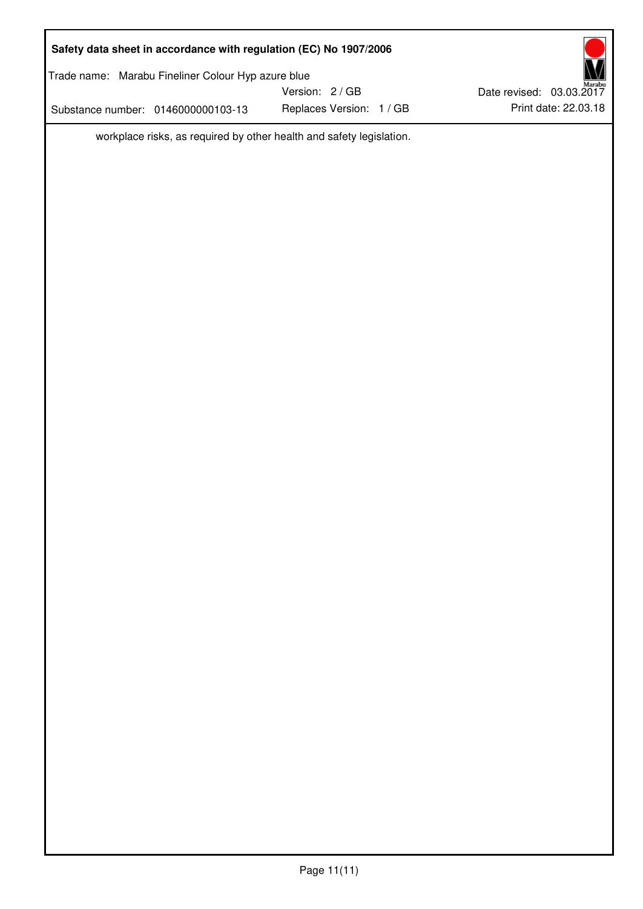workplace risks, as required by other health and safety legislation.